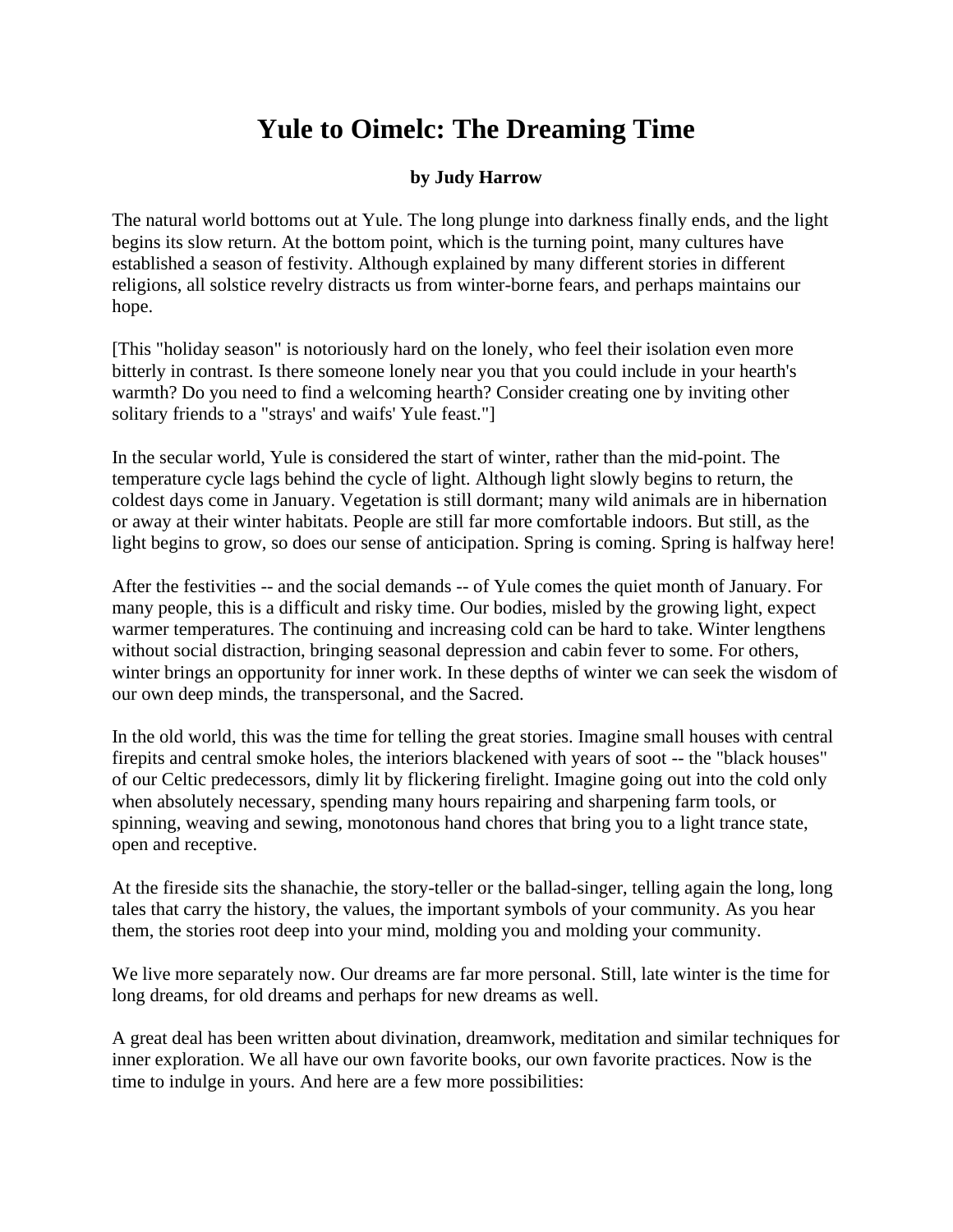# Yule to Oimelc: The Dreaming Time

**by Judy Harrow**

The natural world bottoms out at Yule. The long plunge into darkness finally ends, and the light begins its slow return. At the bottom point, which is the turning point, many cultures have established a season of festivity. Although explained by many different stories in different religions, all solstice revelry distracts us from winter-borne fears, and perhaps maintains our hope.

[This "holiday season" is notoriously hard on the lonely, who feel their isolation even more bitterly in contrast. Is there someone lonely near you that you could include in your hearth's warmth? Do you need to find a welcoming hearth? Consider creating one by inviting other solitary friends to a "strays' and waifs' Yule feast."]

In the secular world, Yule is considered the start of winter, rather than the mid-point. The temperature cycle lags behind the cycle of light. Although light slowly begins to return, the coldest days come in January. Vegetation is still dormant; many wild animals are in hibernation or away at their winter habitats. People are still far more comfortable indoors. But still, as the light begins to grow, so does our sense of anticipation. Spring is coming. Spring is halfway here!

After the festivities -- and the social demands -- of Yule comes the quiet month of January. For many people, this is a difficult and risky time. Our bodies, misled by the growing light, expect warmer temperatures. The continuing and increasing cold can be hard to take. Winter lengthens without social distraction, bringing seasonal depression and cabin fever to some. For others, winter brings an opportunity for inner work. In these depths of winter we can seek the wisdom of our own deep minds, the transpersonal, and the Sacred.

In the old world, this was the time for telling the great stories. Imagine small houses with central firepits and central smoke holes, the interiors blackened with years of soot -- the "black houses" of our Celtic predecessors, dimly lit by flickering firelight. Imagine going out into the cold only when absolutely necessary, spending many hours repairing and sharpening farm tools, or spinning, weaving and sewing, monotonous hand chores that bring you to a light trance state, open and receptive.

At the fireside sits the shanachie, the story-teller or the ballad-singer, telling again the long, long tales that carry the history, the values, the important symbols of your community. As you hear them, the stories root deep into your mind, molding you and molding your community.

We live more separately now. Our dreams are far more personal. Still, late winter is the time for long dreams, for old dreams and perhaps for new dreams as well.

A great deal has been written about divination, dreamwork, meditation and similar techniques for inner exploration. We all have our own favorite books, our own favorite practices. Now is the time to indulge in yours. And here are a few more possibilities: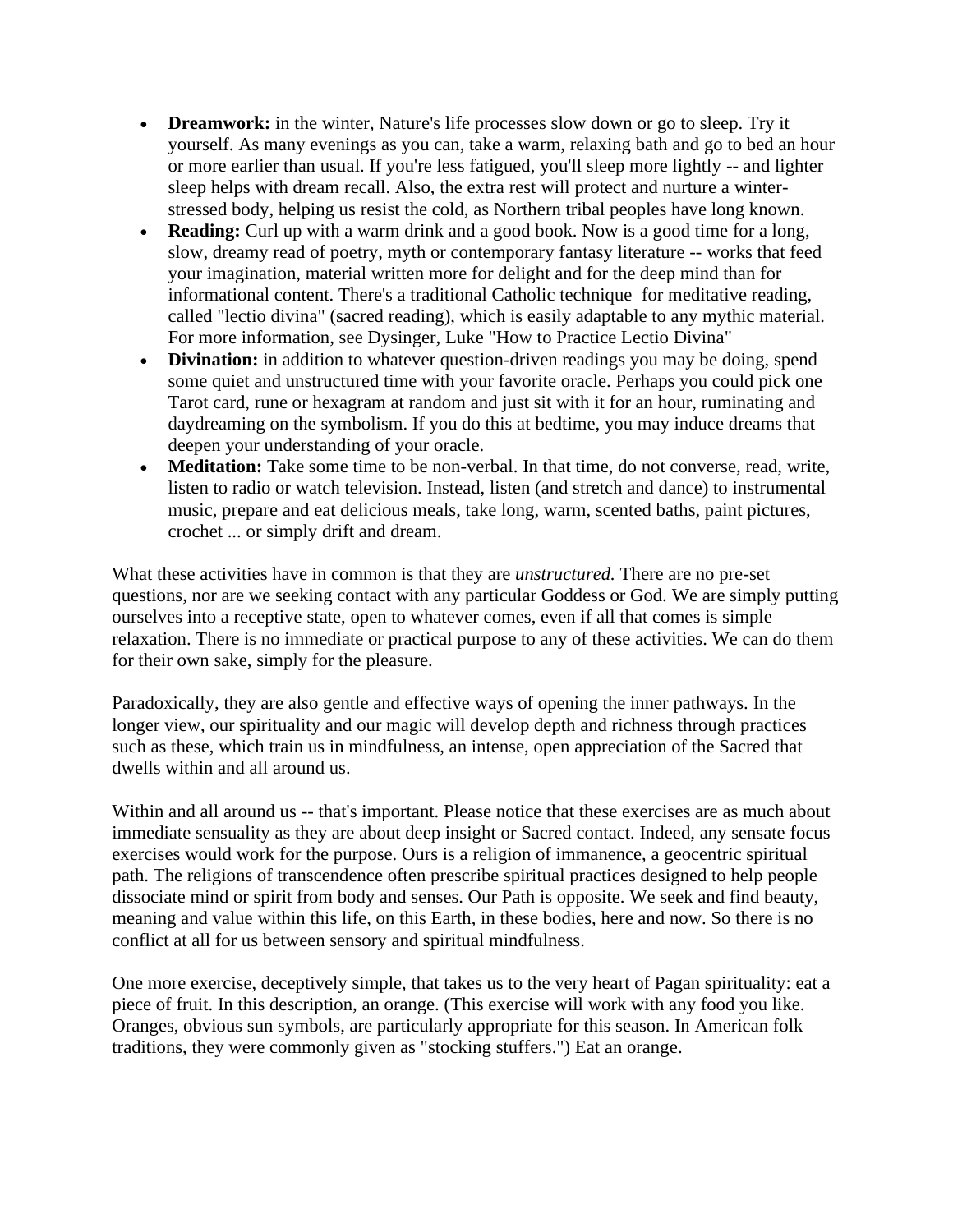- **Dreamwork:** in the winter, Nature's life processes slow down or go to sleep. Try it yourself. As many evenings as you can, take a warm, relaxing bath and go to bed an hour or more earlier than usual. If you're less fatigued, you'll sleep more lightly -- and lighter sleep helps with dream recall. Also, the extra rest will protect and nurture a winter-stressed body, helping us resist the cold, as Northern tribal peoples have long known.
- **Reading:** Curl up with a warm drink and a good book. Now is a good time for a long, slow, dreamy read of poetry, myth or contemporary fantasy literature -- works that feed your imagination, material written more for delight and for the deep mind than for informational content. There's a traditional Catholic technique for meditative reading, called "lectio divina" (sacred reading), which is easily adaptable to any mythic material. For more information, see Dysinger, Luke "How to Practice Lectio Divina"
- **Divination:** in addition to whatever question-driven readings you may be doing, spend some quiet and unstructured time with your favorite oracle. Perhaps you could pick one Tarot card, rune or hexagram at random and just sit with it for an hour, ruminating and daydreaming on the symbolism. If you do this at bedtime, you may induce dreams that deepen your understanding of your oracle.
- **Meditation:** Take some time to be non-verbal. In that time, do not converse, read, write, listen to radio or watch television. Instead, listen (and stretch and dance) to instrumental music, prepare and eat delicious meals, take long, warm, scented baths, paint pictures, crochet ... or simply drift and dream.

What these activities have in common is that they are *unstructured.* There are no pre-set questions, nor are we seeking contact with any particular Goddess or God. We are simply putting ourselves into a receptive state, open to whatever comes, even if all that comes is simple relaxation. There is no immediate or practical purpose to any of these activities. We can do them for their own sake, simply for the pleasure.

Paradoxically, they are also gentle and effective ways of opening the inner pathways. In the longer view, our spirituality and our magic will develop depth and richness through practices such as these, which train us in mindfulness, an intense, open appreciation of the Sacred that dwells within and all around us.

Within and all around us -- that's important. Please notice that these exercises are as much about immediate sensuality as they are about deep insight or Sacred contact. Indeed, any sensate focus exercises would work for the purpose. Ours is a religion of immanence, a geocentric spiritual path. The religions of transcendence often prescribe spiritual practices designed to help people dissociate mind or spirit from body and senses. Our Path is opposite. We seek and find beauty, meaning and value within this life, on this Earth, in these bodies, here and now. So there is no conflict at all for us between sensory and spiritual mindfulness.

One more exercise, deceptively simple, that takes us to the very heart of Pagan spirituality: eat a piece of fruit. In this description, an orange. (This exercise will work with any food you like. Oranges, obvious sun symbols, are particularly appropriate for this season. In American folk traditions, they were commonly given as "stocking stuffers.") Eat an orange.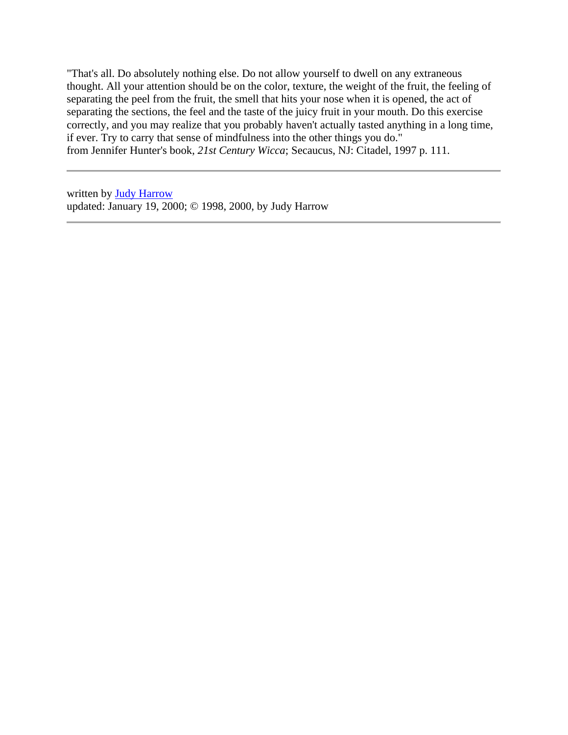"That's all. Do absolutely nothing else. Do not allow yourself to dwell on any extraneous thought. All your attention should be on the color, texture, the weight of the fruit, the feeling of separating the peel from the fruit, the smell that hits your nose when it is opened, the act of separating the sections, the feel and the taste of the juicy fruit in your mouth. Do this exercise correctly, and you may realize that you probably haven't actually tasted anything in a long time, if ever. Try to carry that sense of mindfulness into the other things you do."
from Jennifer Hunter's book, *21st Century Wicca*; Secaucus, NJ: Citadel, 1997 p. 111.

---

written by Judy Harrow
updated: January 19, 2000; © 1998, 2000, by Judy Harrow

---